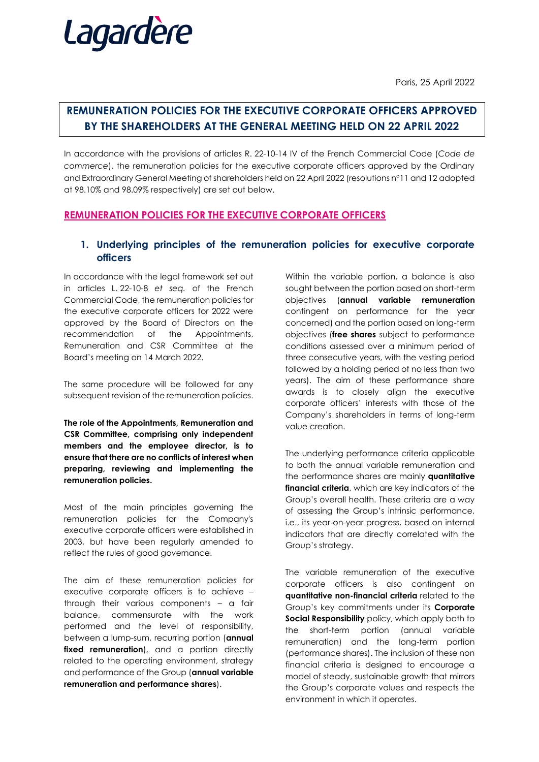Lagardère

Paris, 25 April 2022

# REMUNERATION POLICIES FOR THE EXECUTIVE CORPORATE OFFICERS APPROVED BY THE SHAREHOLDERS AT THE GENERAL MEETING HELD ON 22 APRIL 2022

In accordance with the provisions of articles R. 22-10-14 IV of the French Commercial Code (*Code de commerce*), the remuneration policies for the executive corporate officers approved by the Ordinary and Extraordinary General Meeting of shareholders held on 22 April 2022 (resolutions n°11 and 12 adopted at 98.10% and 98.09% respectively) are set out below.

## REMUNERATION POLICIES FOR THE EXECUTIVE CORPORATE OFFICERS

### 1. Underlying principles of the remuneration policies for executive corporate officers

In accordance with the legal framework set out in articles L. 22-10-8 *et seq.* of the French Commercial Code, the remuneration policies for the executive corporate officers for 2022 were approved by the Board of Directors on the recommendation of the Appointments, Remuneration and CSR Committee at the Board's meeting on 14 March 2022.

The same procedure will be followed for any subsequent revision of the remuneration policies.

**The role of the Appointments, Remuneration and CSR Committee, comprising only independent members and the employee director, is to ensure that there are no conflicts of interest when preparing, reviewing and implementing the remuneration policies.**

Most of the main principles governing the remuneration policies for the Company's executive corporate officers were established in 2003, but have been regularly amended to reflect the rules of good governance.

The aim of these remuneration policies for executive corporate officers is to achieve – through their various components – a fair balance, commensurate with the work performed and the level of responsibility, between a lump-sum, recurring portion (**annual fixed remuneration**), and a portion directly related to the operating environment, strategy and performance of the Group (**annual variable remuneration and performance shares**).

Within the variable portion, a balance is also sought between the portion based on short-term objectives (**annual variable remuneration** contingent on performance for the year concerned) and the portion based on long-term objectives (**free shares** subject to performance conditions assessed over a minimum period of three consecutive years, with the vesting period followed by a holding period of no less than two years). The aim of these performance share awards is to closely align the executive corporate officers' interests with those of the Company's shareholders in terms of long-term value creation.

The underlying performance criteria applicable to both the annual variable remuneration and the performance shares are mainly **quantitative financial criteria**, which are key indicators of the Group's overall health. These criteria are a way of assessing the Group's intrinsic performance, i.e., its year-on-year progress, based on internal indicators that are directly correlated with the Group's strategy.

The variable remuneration of the executive corporate officers is also contingent on **quantitative non-financial criteria** related to the Group's key commitments under its **Corporate Social Responsibility** policy, which apply both to the short-term portion (annual variable remuneration) and the long-term portion (performance shares). The inclusion of these non financial criteria is designed to encourage a model of steady, sustainable growth that mirrors the Group's corporate values and respects the environment in which it operates.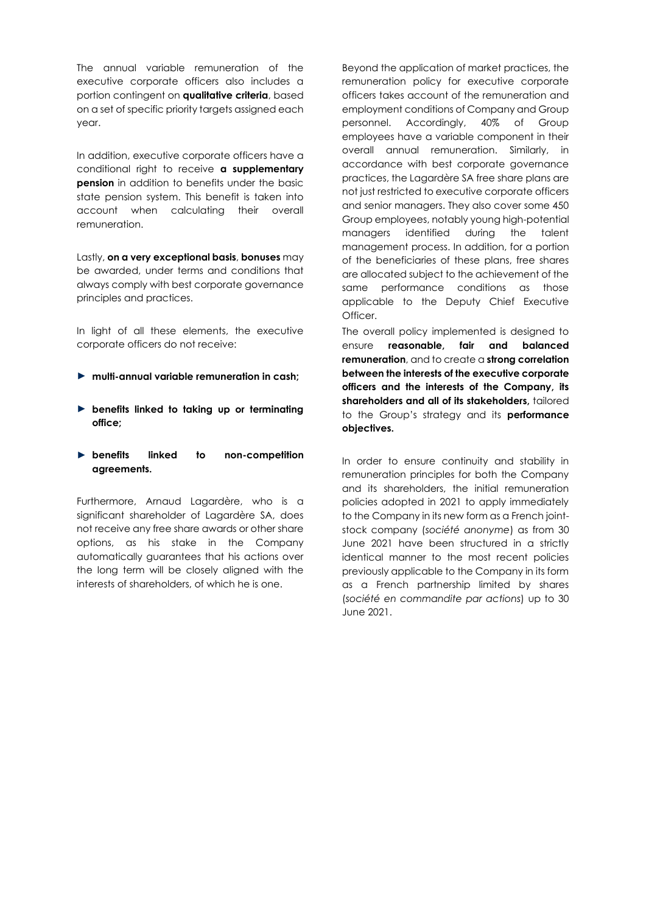The annual variable remuneration of the executive corporate officers also includes a portion contingent on **qualitative criteria**, based on a set of specific priority targets assigned each year.

In addition, executive corporate officers have a conditional right to receive **a supplementary pension** in addition to benefits under the basic state pension system. This benefit is taken into account when calculating their overall remuneration.

Lastly, **on a very exceptional basis**, **bonuses** may be awarded, under terms and conditions that always comply with best corporate governance principles and practices.

In light of all these elements, the executive corporate officers do not receive:

- **multi-annual variable remuneration in cash;**
- **benefits linked to taking up or terminating office;**
- **benefits linked to non-competition agreements.**

Furthermore, Arnaud Lagardère, who is a significant shareholder of Lagardère SA, does not receive any free share awards or other share options, as his stake in the Company automatically guarantees that his actions over the long term will be closely aligned with the interests of shareholders, of which he is one.

Beyond the application of market practices, the remuneration policy for executive corporate officers takes account of the remuneration and employment conditions of Company and Group personnel. Accordingly, 40% of Group employees have a variable component in their overall annual remuneration. Similarly, in accordance with best corporate governance practices, the Lagardère SA free share plans are not just restricted to executive corporate officers and senior managers. They also cover some 450 Group employees, notably young high-potential managers identified during the talent management process. In addition, for a portion of the beneficiaries of these plans, free shares are allocated subject to the achievement of the same performance conditions as those applicable to the Deputy Chief Executive Officer.

The overall policy implemented is designed to ensure **reasonable, fair and balanced remuneration**, and to create a **strong correlation between the interests of the executive corporate officers and the interests of the Company, its shareholders and all of its stakeholders,** tailored to the Group's strategy and its **performance objectives.**

In order to ensure continuity and stability in remuneration principles for both the Company and its shareholders, the initial remuneration policies adopted in 2021 to apply immediately to the Company in its new form as a French joint-stock company (*société anonyme*) as from 30 June 2021 have been structured in a strictly identical manner to the most recent policies previously applicable to the Company in its form as a French partnership limited by shares (*société en commandite par actions*) up to 30 June 2021.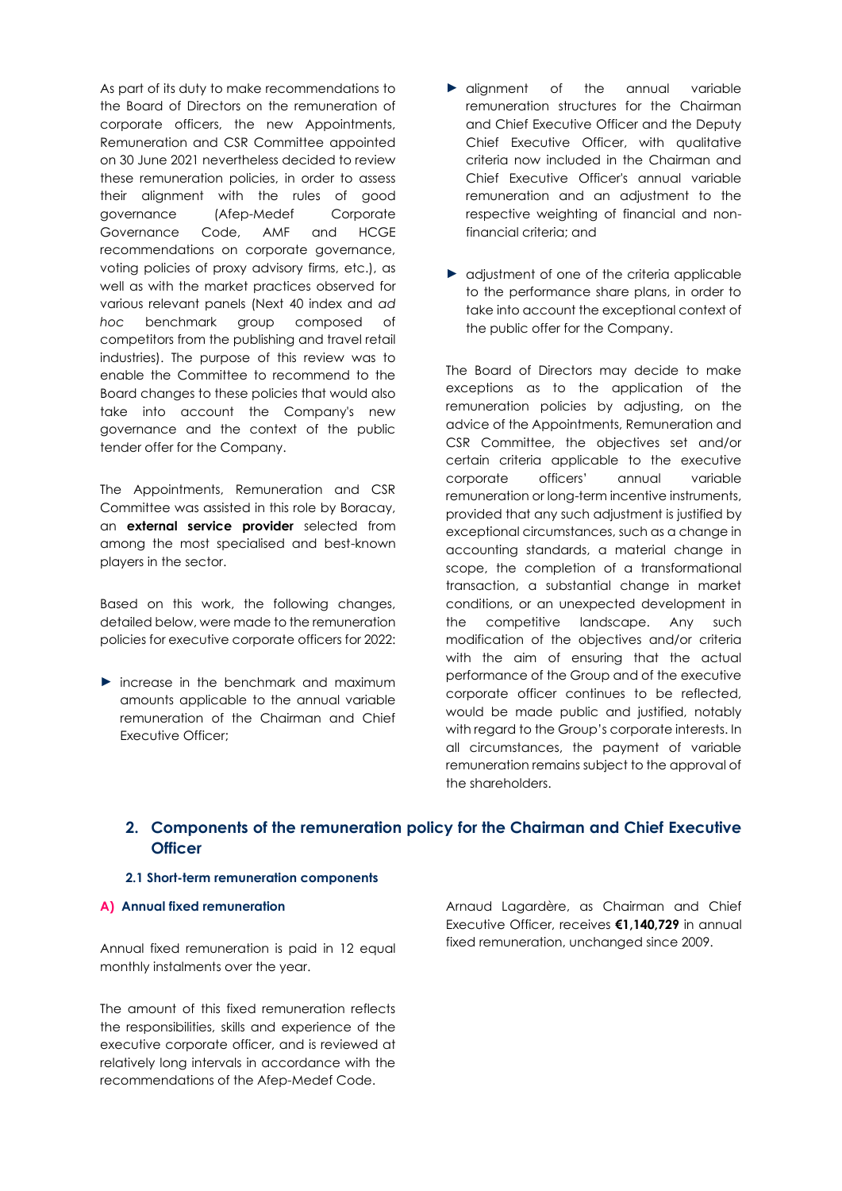As part of its duty to make recommendations to the Board of Directors on the remuneration of corporate officers, the new Appointments, Remuneration and CSR Committee appointed on 30 June 2021 nevertheless decided to review these remuneration policies, in order to assess their alignment with the rules of good governance (Afep-Medef Corporate Governance Code, AMF and HCGE recommendations on corporate governance, voting policies of proxy advisory firms, etc.), as well as with the market practices observed for various relevant panels (Next 40 index and *ad hoc* benchmark group composed of competitors from the publishing and travel retail industries). The purpose of this review was to enable the Committee to recommend to the Board changes to these policies that would also take into account the Company's new governance and the context of the public tender offer for the Company.

The Appointments, Remuneration and CSR Committee was assisted in this role by Boracay, an **external service provider** selected from among the most specialised and best-known players in the sector.

Based on this work, the following changes, detailed below, were made to the remuneration policies for executive corporate officers for 2022:

- increase in the benchmark and maximum amounts applicable to the annual variable remuneration of the Chairman and Chief Executive Officer;
- alignment of the annual variable remuneration structures for the Chairman and Chief Executive Officer and the Deputy Chief Executive Officer, with qualitative criteria now included in the Chairman and Chief Executive Officer's annual variable remuneration and an adjustment to the respective weighting of financial and non-financial criteria; and
- adjustment of one of the criteria applicable to the performance share plans, in order to take into account the exceptional context of the public offer for the Company.

The Board of Directors may decide to make exceptions as to the application of the remuneration policies by adjusting, on the advice of the Appointments, Remuneration and CSR Committee, the objectives set and/or certain criteria applicable to the executive corporate officers' annual variable remuneration or long-term incentive instruments, provided that any such adjustment is justified by exceptional circumstances, such as a change in accounting standards, a material change in scope, the completion of a transformational transaction, a substantial change in market conditions, or an unexpected development in the competitive landscape. Any such modification of the objectives and/or criteria with the aim of ensuring that the actual performance of the Group and of the executive corporate officer continues to be reflected, would be made public and justified, notably with regard to the Group's corporate interests. In all circumstances, the payment of variable remuneration remains subject to the approval of the shareholders.

## 2. Components of the remuneration policy for the Chairman and Chief Executive Officer

### 2.1 Short-term remuneration components

#### A) Annual fixed remuneration

Annual fixed remuneration is paid in 12 equal monthly instalments over the year.

The amount of this fixed remuneration reflects the responsibilities, skills and experience of the executive corporate officer, and is reviewed at relatively long intervals in accordance with the recommendations of the Afep-Medef Code.

Arnaud Lagardère, as Chairman and Chief Executive Officer, receives **€1,140,729** in annual fixed remuneration, unchanged since 2009.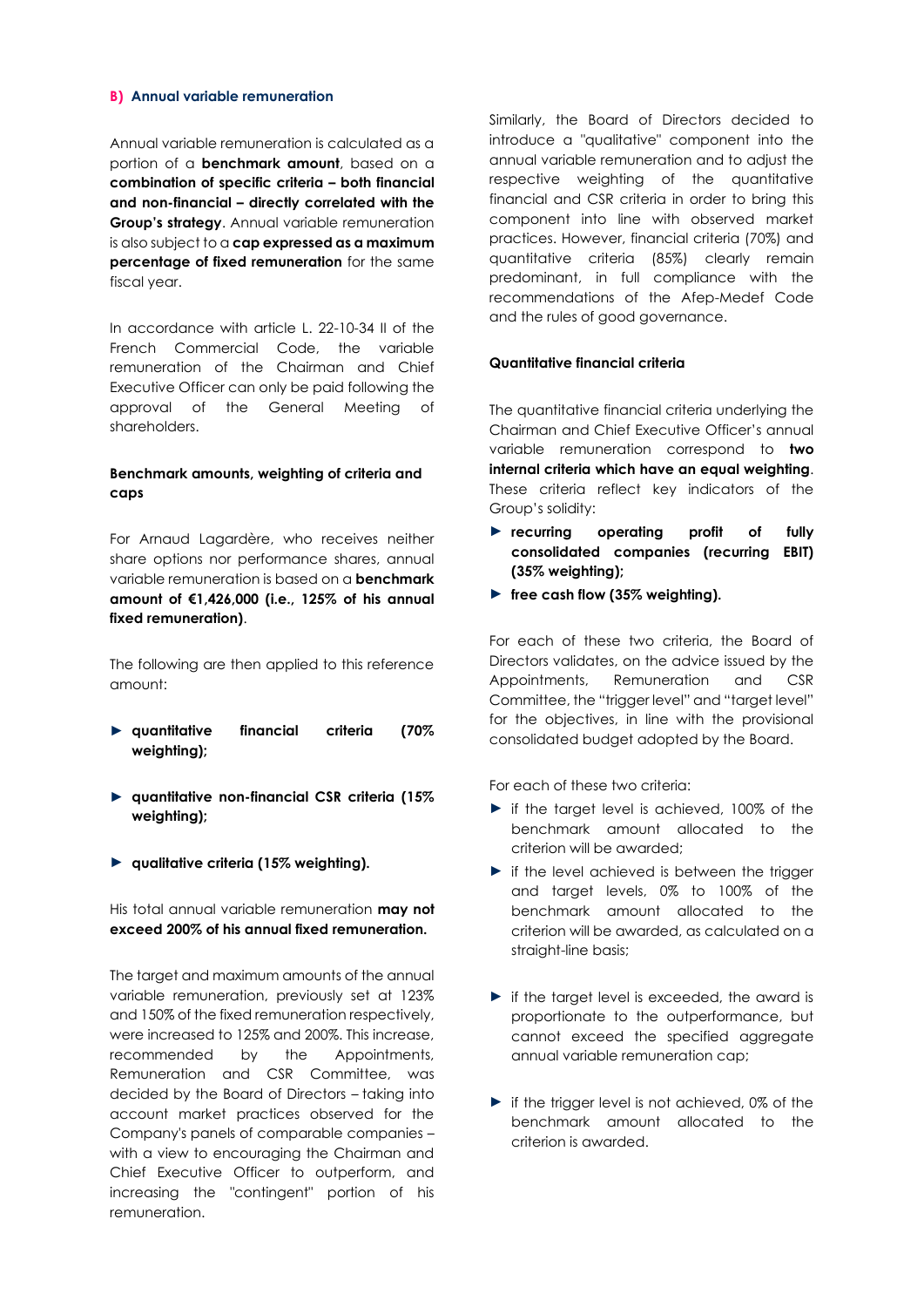### B) Annual variable remuneration

Annual variable remuneration is calculated as a portion of a **benchmark amount**, based on a **combination of specific criteria – both financial and non-financial – directly correlated with the Group's strategy**. Annual variable remuneration is also subject to a **cap expressed as a maximum percentage of fixed remuneration** for the same fiscal year.

In accordance with article L. 22-10-34 II of the French Commercial Code, the variable remuneration of the Chairman and Chief Executive Officer can only be paid following the approval of the General Meeting of shareholders.

#### Benchmark amounts, weighting of criteria and caps

For Arnaud Lagardère, who receives neither share options nor performance shares, annual variable remuneration is based on a **benchmark amount of €1,426,000 (i.e., 125% of his annual fixed remuneration)**.

The following are then applied to this reference amount:

- **quantitative financial criteria (70% weighting);**
- **quantitative non-financial CSR criteria (15% weighting);**
- **qualitative criteria (15% weighting).**

His total annual variable remuneration **may not exceed 200% of his annual fixed remuneration.**

The target and maximum amounts of the annual variable remuneration, previously set at 123% and 150% of the fixed remuneration respectively, were increased to 125% and 200%. This increase, recommended by the Appointments, Remuneration and CSR Committee, was decided by the Board of Directors – taking into account market practices observed for the Company's panels of comparable companies – with a view to encouraging the Chairman and Chief Executive Officer to outperform, and increasing the "contingent" portion of his remuneration.

Similarly, the Board of Directors decided to introduce a "qualitative" component into the annual variable remuneration and to adjust the respective weighting of the quantitative financial and CSR criteria in order to bring this component into line with observed market practices. However, financial criteria (70%) and quantitative criteria (85%) clearly remain predominant, in full compliance with the recommendations of the Afep-Medef Code and the rules of good governance.

#### Quantitative financial criteria

The quantitative financial criteria underlying the Chairman and Chief Executive Officer's annual variable remuneration correspond to **two internal criteria which have an equal weighting**. These criteria reflect key indicators of the Group's solidity:

- **recurring operating profit of fully consolidated companies (recurring EBIT) (35% weighting);**
- **free cash flow (35% weighting).**

For each of these two criteria, the Board of Directors validates, on the advice issued by the Appointments, Remuneration and CSR Committee, the "trigger level" and "target level" for the objectives, in line with the provisional consolidated budget adopted by the Board.

For each of these two criteria:

- if the target level is achieved, 100% of the benchmark amount allocated to the criterion will be awarded;
- if the level achieved is between the trigger and target levels, 0% to 100% of the benchmark amount allocated to the criterion will be awarded, as calculated on a straight-line basis;
- if the target level is exceeded, the award is proportionate to the outperformance, but cannot exceed the specified aggregate annual variable remuneration cap;
- if the trigger level is not achieved, 0% of the benchmark amount allocated to the criterion is awarded.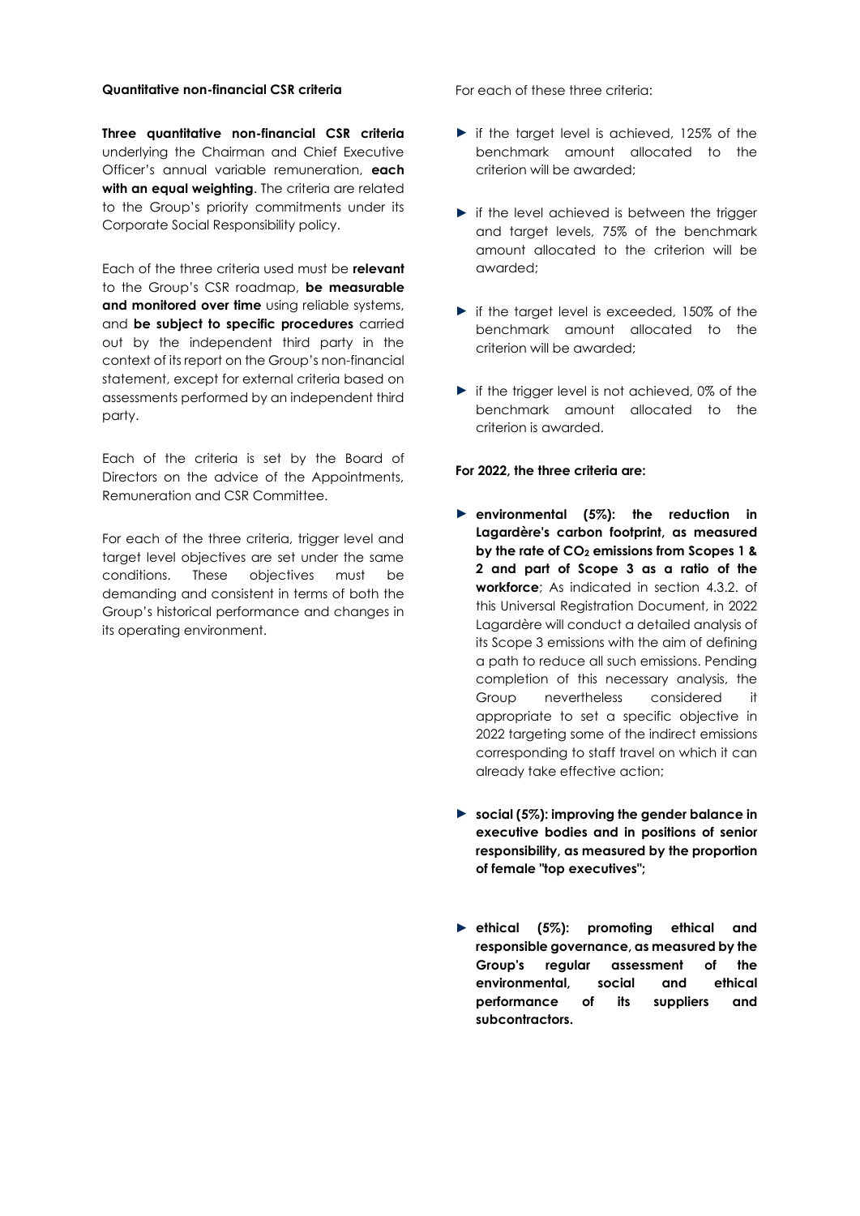**Quantitative non-financial CSR criteria**

**Three quantitative non-financial CSR criteria** underlying the Chairman and Chief Executive Officer's annual variable remuneration, **each with an equal weighting**. The criteria are related to the Group's priority commitments under its Corporate Social Responsibility policy.

Each of the three criteria used must be **relevant** to the Group's CSR roadmap, **be measurable and monitored over time** using reliable systems, and **be subject to specific procedures** carried out by the independent third party in the context of its report on the Group's non-financial statement, except for external criteria based on assessments performed by an independent third party.

Each of the criteria is set by the Board of Directors on the advice of the Appointments, Remuneration and CSR Committee.

For each of the three criteria, trigger level and target level objectives are set under the same conditions. These objectives must be demanding and consistent in terms of both the Group's historical performance and changes in its operating environment.

For each of these three criteria:

- if the target level is achieved, 125% of the benchmark amount allocated to the criterion will be awarded;
- if the level achieved is between the trigger and target levels, 75% of the benchmark amount allocated to the criterion will be awarded;
- if the target level is exceeded, 150% of the benchmark amount allocated to the criterion will be awarded;
- if the trigger level is not achieved, 0% of the benchmark amount allocated to the criterion is awarded.

**For 2022, the three criteria are:**

- **environmental (5%): the reduction in Lagardère's carbon footprint, as measured by the rate of $CO_2$ emissions from Scopes 1 & 2 and part of Scope 3 as a ratio of the workforce**; As indicated in section 4.3.2. of this Universal Registration Document, in 2022 Lagardère will conduct a detailed analysis of its Scope 3 emissions with the aim of defining a path to reduce all such emissions. Pending completion of this necessary analysis, the Group nevertheless considered it appropriate to set a specific objective in 2022 targeting some of the indirect emissions corresponding to staff travel on which it can already take effective action;
- **social (5%): improving the gender balance in executive bodies and in positions of senior responsibility, as measured by the proportion of female "top executives";**
- **ethical (5%): promoting ethical and responsible governance, as measured by the Group's regular assessment of the environmental, social and ethical performance of its suppliers and subcontractors.**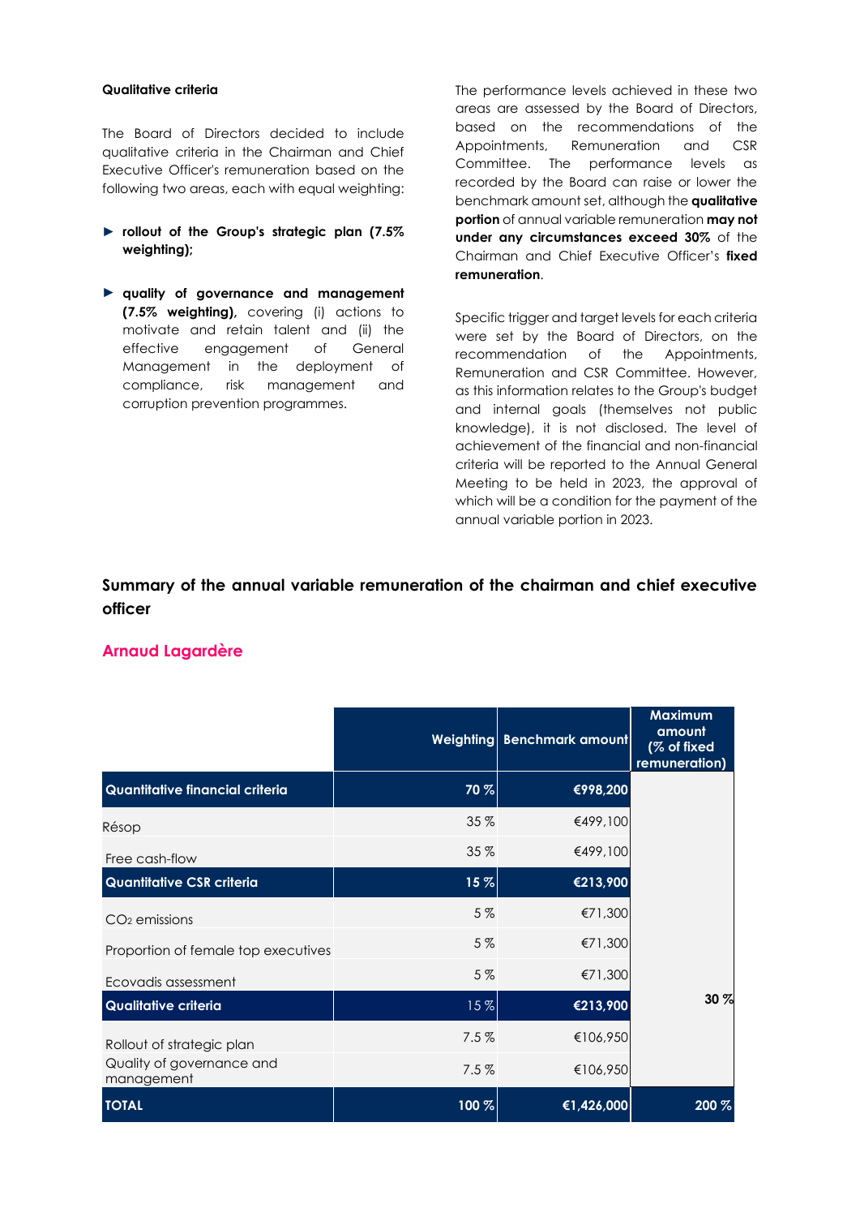**Qualitative criteria**

The Board of Directors decided to include qualitative criteria in the Chairman and Chief Executive Officer's remuneration based on the following two areas, each with equal weighting:

- **rollout of the Group's strategic plan (7.5% weighting);**
- **quality of governance and management (7.5% weighting),** covering (i) actions to motivate and retain talent and (ii) the effective engagement of General Management in the deployment of compliance, risk management and corruption prevention programmes.

The performance levels achieved in these two areas are assessed by the Board of Directors, based on the recommendations of the Appointments, Remuneration and CSR Committee. The performance levels as recorded by the Board can raise or lower the benchmark amount set, although the **qualitative portion** of annual variable remuneration **may not under any circumstances exceed 30%** of the Chairman and Chief Executive Officer's **fixed remuneration**.

Specific trigger and target levels for each criteria were set by the Board of Directors, on the recommendation of the Appointments, Remuneration and CSR Committee. However, as this information relates to the Group's budget and internal goals (themselves not public knowledge), it is not disclosed. The level of achievement of the financial and non-financial criteria will be reported to the Annual General Meeting to be held in 2023, the approval of which will be a condition for the payment of the annual variable portion in 2023.

## Summary of the annual variable remuneration of the chairman and chief executive officer

### Arnaud Lagardère

| | Weighting | Benchmark amount | Maximum amount (% of fixed remuneration) |
|---|---|---|---|
| **Quantitative financial criteria** | **70 %** | **€998,200** | |
| Résop | 35 % | €499,100 | |
| Free cash-flow | 35 % | €499,100 | |
| **Quantitative CSR criteria** | **15 %** | **€213,900** | |
| $CO_2$ emissions | 5 % | €71,300 | |
| Proportion of female top executives | 5 % | €71,300 | |
| Ecovadis assessment | 5 % | €71,300 | |
| **Qualitative criteria** | 15 % | **€213,900** | **30 %** |
| Rollout of strategic plan | 7.5 % | €106,950 | |
| Quality of governance and management | 7.5 % | €106,950 | |
| **TOTAL** | **100 %** | **€1,426,000** | **200 %** |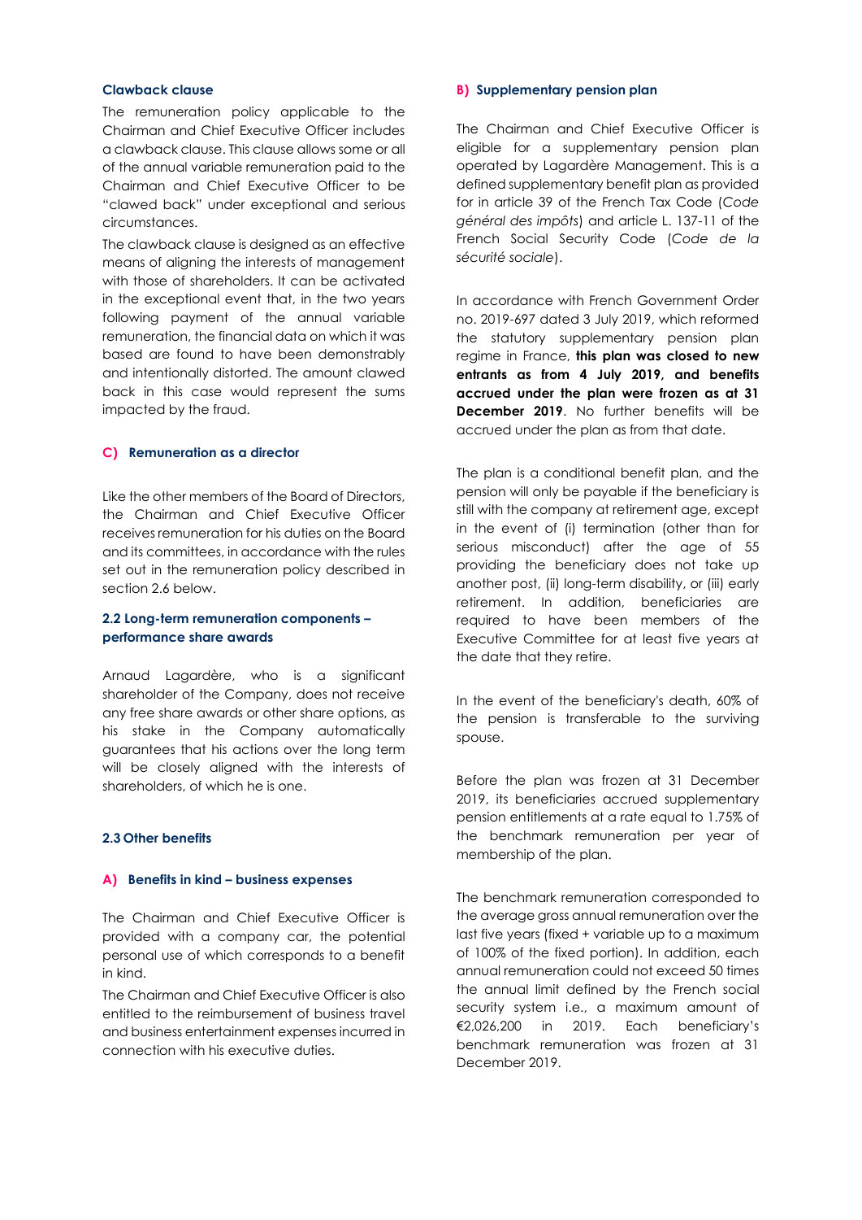#### Clawback clause

The remuneration policy applicable to the Chairman and Chief Executive Officer includes a clawback clause. This clause allows some or all of the annual variable remuneration paid to the Chairman and Chief Executive Officer to be "clawed back" under exceptional and serious circumstances.

The clawback clause is designed as an effective means of aligning the interests of management with those of shareholders. It can be activated in the exceptional event that, in the two years following payment of the annual variable remuneration, the financial data on which it was based are found to have been demonstrably and intentionally distorted. The amount clawed back in this case would represent the sums impacted by the fraud.

#### C) Remuneration as a director

Like the other members of the Board of Directors, the Chairman and Chief Executive Officer receives remuneration for his duties on the Board and its committees, in accordance with the rules set out in the remuneration policy described in section 2.6 below.

### 2.2 Long-term remuneration components – performance share awards

Arnaud Lagardère, who is a significant shareholder of the Company, does not receive any free share awards or other share options, as his stake in the Company automatically guarantees that his actions over the long term will be closely aligned with the interests of shareholders, of which he is one.

### 2.3 Other benefits

#### A) Benefits in kind – business expenses

The Chairman and Chief Executive Officer is provided with a company car, the potential personal use of which corresponds to a benefit in kind.

The Chairman and Chief Executive Officer is also entitled to the reimbursement of business travel and business entertainment expenses incurred in connection with his executive duties.

#### B) Supplementary pension plan

The Chairman and Chief Executive Officer is eligible for a supplementary pension plan operated by Lagardère Management. This is a defined supplementary benefit plan as provided for in article 39 of the French Tax Code (*Code général des impôts*) and article L. 137-11 of the French Social Security Code (*Code de la sécurité sociale*).

In accordance with French Government Order no. 2019-697 dated 3 July 2019, which reformed the statutory supplementary pension plan regime in France, **this plan was closed to new entrants as from 4 July 2019, and benefits accrued under the plan were frozen as at 31 December 2019**. No further benefits will be accrued under the plan as from that date.

The plan is a conditional benefit plan, and the pension will only be payable if the beneficiary is still with the company at retirement age, except in the event of (i) termination (other than for serious misconduct) after the age of 55 providing the beneficiary does not take up another post, (ii) long-term disability, or (iii) early retirement. In addition, beneficiaries are required to have been members of the Executive Committee for at least five years at the date that they retire.

In the event of the beneficiary's death, 60% of the pension is transferable to the surviving spouse.

Before the plan was frozen at 31 December 2019, its beneficiaries accrued supplementary pension entitlements at a rate equal to 1.75% of the benchmark remuneration per year of membership of the plan.

The benchmark remuneration corresponded to the average gross annual remuneration over the last five years (fixed + variable up to a maximum of 100% of the fixed portion). In addition, each annual remuneration could not exceed 50 times the annual limit defined by the French social security system i.e., a maximum amount of €2,026,200 in 2019. Each beneficiary's benchmark remuneration was frozen at 31 December 2019.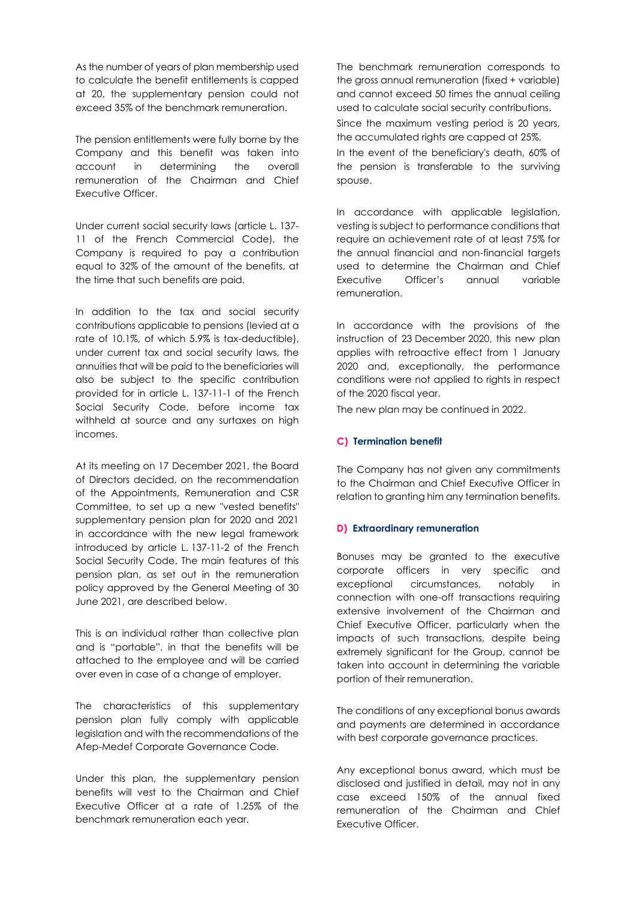As the number of years of plan membership used to calculate the benefit entitlements is capped at 20, the supplementary pension could not exceed 35% of the benchmark remuneration.

The pension entitlements were fully borne by the Company and this benefit was taken into account in determining the overall remuneration of the Chairman and Chief Executive Officer.

Under current social security laws (article L. 137-11 of the French Commercial Code), the Company is required to pay a contribution equal to 32% of the amount of the benefits, at the time that such benefits are paid.

In addition to the tax and social security contributions applicable to pensions (levied at a rate of 10.1%, of which 5.9% is tax-deductible), under current tax and social security laws, the annuities that will be paid to the beneficiaries will also be subject to the specific contribution provided for in article L. 137-11-1 of the French Social Security Code, before income tax withheld at source and any surtaxes on high incomes.

At its meeting on 17 December 2021, the Board of Directors decided, on the recommendation of the Appointments, Remuneration and CSR Committee, to set up a new "vested benefits" supplementary pension plan for 2020 and 2021 in accordance with the new legal framework introduced by article L. 137-11-2 of the French Social Security Code. The main features of this pension plan, as set out in the remuneration policy approved by the General Meeting of 30 June 2021, are described below.

This is an individual rather than collective plan and is "portable", in that the benefits will be attached to the employee and will be carried over even in case of a change of employer.

The characteristics of this supplementary pension plan fully comply with applicable legislation and with the recommendations of the Afep-Medef Corporate Governance Code.

Under this plan, the supplementary pension benefits will vest to the Chairman and Chief Executive Officer at a rate of 1.25% of the benchmark remuneration each year.

The benchmark remuneration corresponds to the gross annual remuneration (fixed + variable) and cannot exceed 50 times the annual ceiling used to calculate social security contributions.

Since the maximum vesting period is 20 years, the accumulated rights are capped at 25%.

In the event of the beneficiary's death, 60% of the pension is transferable to the surviving spouse.

In accordance with applicable legislation, vesting is subject to performance conditions that require an achievement rate of at least 75% for the annual financial and non-financial targets used to determine the Chairman and Chief Executive Officer's annual variable remuneration.

In accordance with the provisions of the instruction of 23 December 2020, this new plan applies with retroactive effect from 1 January 2020 and, exceptionally, the performance conditions were not applied to rights in respect of the 2020 fiscal year.

The new plan may be continued in 2022.

#### C) Termination benefit

The Company has not given any commitments to the Chairman and Chief Executive Officer in relation to granting him any termination benefits.

#### D) Extraordinary remuneration

Bonuses may be granted to the executive corporate officers in very specific and exceptional circumstances, notably in connection with one-off transactions requiring extensive involvement of the Chairman and Chief Executive Officer, particularly when the impacts of such transactions, despite being extremely significant for the Group, cannot be taken into account in determining the variable portion of their remuneration.

The conditions of any exceptional bonus awards and payments are determined in accordance with best corporate governance practices.

Any exceptional bonus award, which must be disclosed and justified in detail, may not in any case exceed 150% of the annual fixed remuneration of the Chairman and Chief Executive Officer.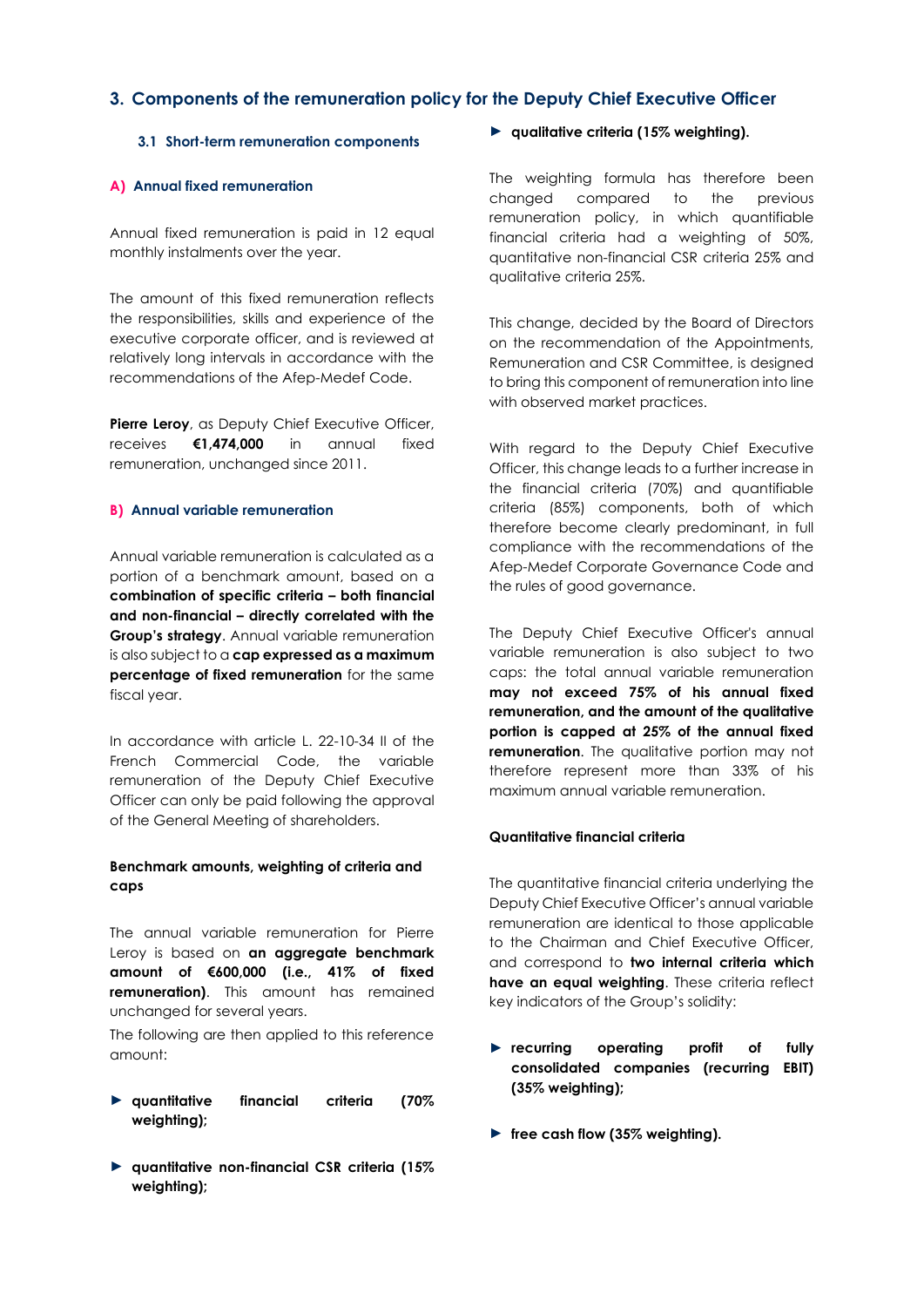## 3. Components of the remuneration policy for the Deputy Chief Executive Officer

### 3.1 Short-term remuneration components

#### A) Annual fixed remuneration

Annual fixed remuneration is paid in 12 equal monthly instalments over the year.

The amount of this fixed remuneration reflects the responsibilities, skills and experience of the executive corporate officer, and is reviewed at relatively long intervals in accordance with the recommendations of the Afep-Medef Code.

**Pierre Leroy**, as Deputy Chief Executive Officer, receives **€1,474,000** in annual fixed remuneration, unchanged since 2011.

#### B) Annual variable remuneration

Annual variable remuneration is calculated as a portion of a benchmark amount, based on a **combination of specific criteria – both financial and non-financial – directly correlated with the Group's strategy**. Annual variable remuneration is also subject to a **cap expressed as a maximum percentage of fixed remuneration** for the same fiscal year.

In accordance with article L. 22-10-34 II of the French Commercial Code, the variable remuneration of the Deputy Chief Executive Officer can only be paid following the approval of the General Meeting of shareholders.

**Benchmark amounts, weighting of criteria and caps**

The annual variable remuneration for Pierre Leroy is based on **an aggregate benchmark amount of €600,000 (i.e., 41% of fixed remuneration)**. This amount has remained unchanged for several years.

The following are then applied to this reference amount:

- **quantitative financial criteria (70% weighting);**
- **quantitative non-financial CSR criteria (15% weighting);**
- **qualitative criteria (15% weighting).**

The weighting formula has therefore been changed compared to the previous remuneration policy, in which quantifiable financial criteria had a weighting of 50%, quantitative non-financial CSR criteria 25% and qualitative criteria 25%.

This change, decided by the Board of Directors on the recommendation of the Appointments, Remuneration and CSR Committee, is designed to bring this component of remuneration into line with observed market practices.

With regard to the Deputy Chief Executive Officer, this change leads to a further increase in the financial criteria (70%) and quantifiable criteria (85%) components, both of which therefore become clearly predominant, in full compliance with the recommendations of the Afep-Medef Corporate Governance Code and the rules of good governance.

The Deputy Chief Executive Officer's annual variable remuneration is also subject to two caps: the total annual variable remuneration **may not exceed 75% of his annual fixed remuneration, and the amount of the qualitative portion is capped at 25% of the annual fixed remuneration**. The qualitative portion may not therefore represent more than 33% of his maximum annual variable remuneration.

**Quantitative financial criteria**

The quantitative financial criteria underlying the Deputy Chief Executive Officer's annual variable remuneration are identical to those applicable to the Chairman and Chief Executive Officer, and correspond to **two internal criteria which have an equal weighting**. These criteria reflect key indicators of the Group's solidity:

- **recurring operating profit of fully consolidated companies (recurring EBIT) (35% weighting);**
- **free cash flow (35% weighting).**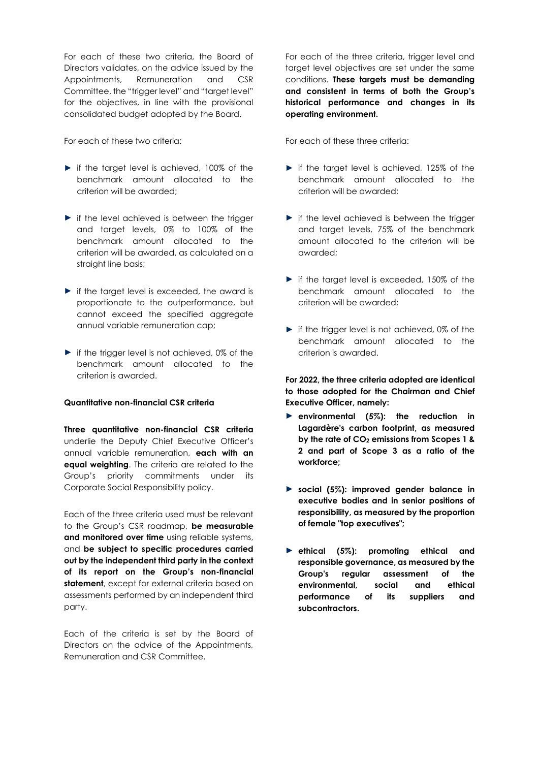For each of these two criteria, the Board of Directors validates, on the advice issued by the Appointments, Remuneration and CSR Committee, the "trigger level" and "target level" for the objectives, in line with the provisional consolidated budget adopted by the Board.

For each of these two criteria:

- if the target level is achieved, 100% of the benchmark amount allocated to the criterion will be awarded;
- if the level achieved is between the trigger and target levels, 0% to 100% of the benchmark amount allocated to the criterion will be awarded, as calculated on a straight line basis;
- if the target level is exceeded, the award is proportionate to the outperformance, but cannot exceed the specified aggregate annual variable remuneration cap;
- if the trigger level is not achieved, 0% of the benchmark amount allocated to the criterion is awarded.

**Quantitative non-financial CSR criteria**

**Three quantitative non-financial CSR criteria** underlie the Deputy Chief Executive Officer's annual variable remuneration, **each with an equal weighting**. The criteria are related to the Group's priority commitments under its Corporate Social Responsibility policy.

Each of the three criteria used must be relevant to the Group's CSR roadmap, **be measurable and monitored over time** using reliable systems, and **be subject to specific procedures carried out by the independent third party in the context of its report on the Group's non-financial statement**, except for external criteria based on assessments performed by an independent third party.

Each of the criteria is set by the Board of Directors on the advice of the Appointments, Remuneration and CSR Committee.

For each of the three criteria, trigger level and target level objectives are set under the same conditions. **These targets must be demanding and consistent in terms of both the Group's historical performance and changes in its operating environment.**

For each of these three criteria:

- if the target level is achieved, 125% of the benchmark amount allocated to the criterion will be awarded;
- if the level achieved is between the trigger and target levels, 75% of the benchmark amount allocated to the criterion will be awarded;
- if the target level is exceeded, 150% of the benchmark amount allocated to the criterion will be awarded;
- if the trigger level is not achieved, 0% of the benchmark amount allocated to the criterion is awarded.

**For 2022, the three criteria adopted are identical to those adopted for the Chairman and Chief Executive Officer, namely:**

- **environmental (5%): the reduction in Lagardère's carbon footprint, as measured by the rate of $CO_2$ emissions from Scopes 1 & 2 and part of Scope 3 as a ratio of the workforce;**
- **social (5%): improved gender balance in executive bodies and in senior positions of responsibility, as measured by the proportion of female "top executives";**
- **ethical (5%): promoting ethical and responsible governance, as measured by the Group's regular assessment of the environmental, social and ethical performance of its suppliers and subcontractors.**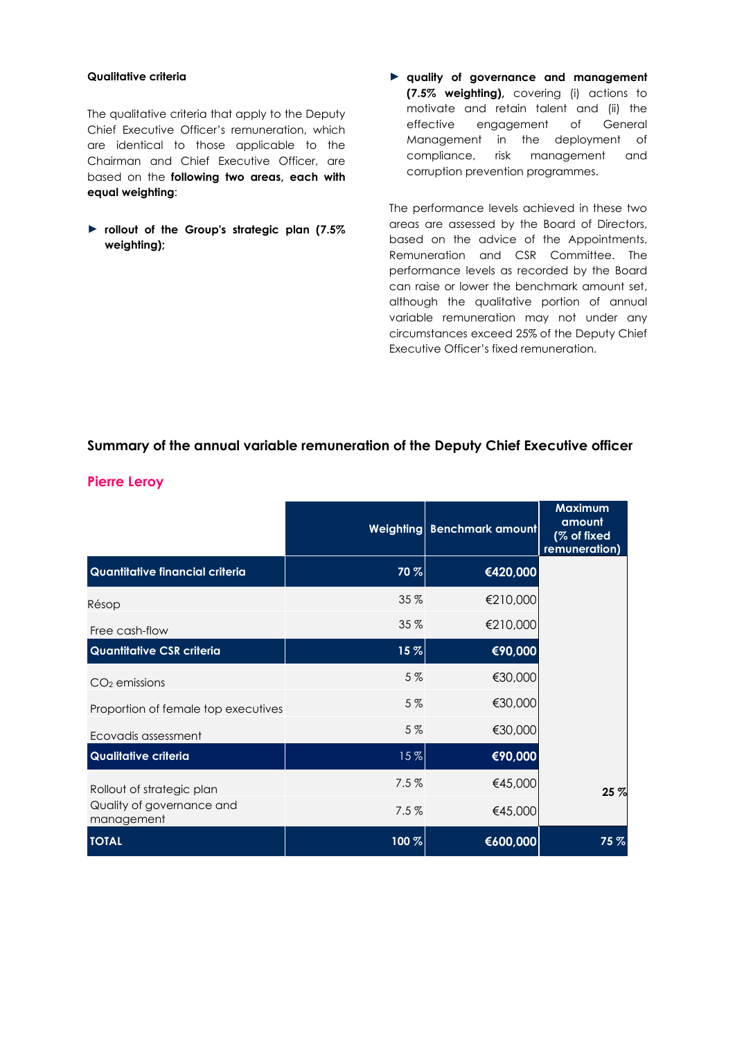**Qualitative criteria**

The qualitative criteria that apply to the Deputy Chief Executive Officer's remuneration, which are identical to those applicable to the Chairman and Chief Executive Officer, are based on the **following two areas, each with equal weighting**:

- **rollout of the Group's strategic plan (7.5% weighting);**
- **quality of governance and management (7.5% weighting),** covering (i) actions to motivate and retain talent and (ii) the effective engagement of General Management in the deployment of compliance, risk management and corruption prevention programmes.

The performance levels achieved in these two areas are assessed by the Board of Directors, based on the advice of the Appointments, Remuneration and CSR Committee. The performance levels as recorded by the Board can raise or lower the benchmark amount set, although the qualitative portion of annual variable remuneration may not under any circumstances exceed 25% of the Deputy Chief Executive Officer's fixed remuneration.

## Summary of the annual variable remuneration of the Deputy Chief Executive officer

### Pierre Leroy

| | Weighting | Benchmark amount | Maximum amount (% of fixed remuneration) |
|---|---|---|---|
| **Quantitative financial criteria** | **70 %** | **€420,000** | |
| Résop | 35 % | €210,000 | |
| Free cash-flow | 35 % | €210,000 | |
| **Quantitative CSR criteria** | **15 %** | **€90,000** | |
| $CO_2$ emissions | 5 % | €30,000 | |
| Proportion of female top executives | 5 % | €30,000 | |
| Ecovadis assessment | 5 % | €30,000 | |
| **Qualitative criteria** | 15 % | **€90,000** | |
| Rollout of strategic plan | 7.5 % | €45,000 | **25 %** |
| Quality of governance and management | 7.5 % | €45,000 | |
| **TOTAL** | **100 %** | **€600,000** | **75 %** |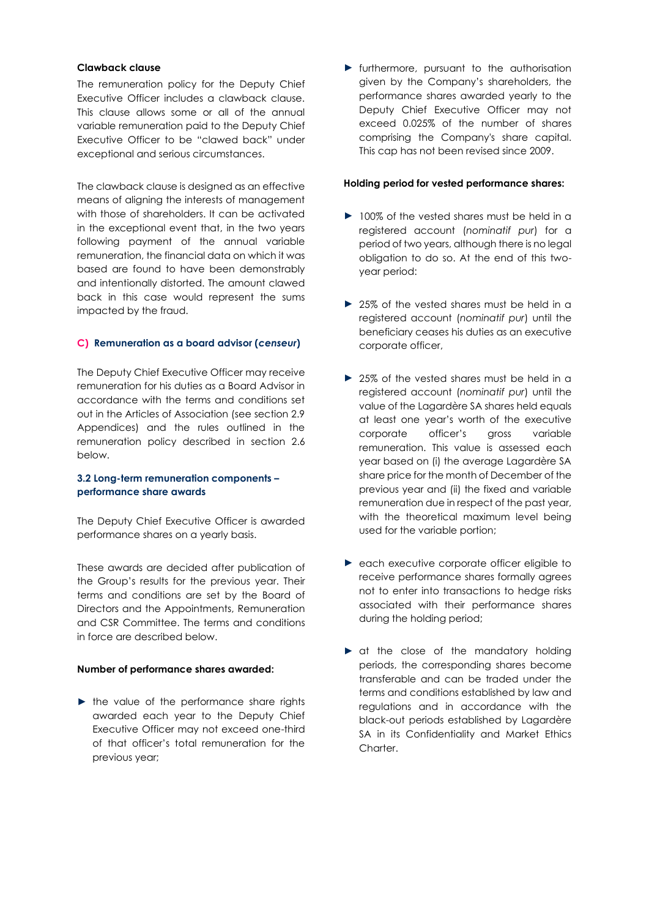**Clawback clause**

The remuneration policy for the Deputy Chief Executive Officer includes a clawback clause. This clause allows some or all of the annual variable remuneration paid to the Deputy Chief Executive Officer to be "clawed back" under exceptional and serious circumstances.

The clawback clause is designed as an effective means of aligning the interests of management with those of shareholders. It can be activated in the exceptional event that, in the two years following payment of the annual variable remuneration, the financial data on which it was based are found to have been demonstrably and intentionally distorted. The amount clawed back in this case would represent the sums impacted by the fraud.

### C) Remuneration as a board advisor (*censeur*)

The Deputy Chief Executive Officer may receive remuneration for his duties as a Board Advisor in accordance with the terms and conditions set out in the Articles of Association (see section 2.9 Appendices) and the rules outlined in the remuneration policy described in section 2.6 below.

### 3.2 Long-term remuneration components – performance share awards

The Deputy Chief Executive Officer is awarded performance shares on a yearly basis.

These awards are decided after publication of the Group's results for the previous year. Their terms and conditions are set by the Board of Directors and the Appointments, Remuneration and CSR Committee. The terms and conditions in force are described below.

**Number of performance shares awarded:**

- the value of the performance share rights awarded each year to the Deputy Chief Executive Officer may not exceed one-third of that officer's total remuneration for the previous year;
- furthermore, pursuant to the authorisation given by the Company's shareholders, the performance shares awarded yearly to the Deputy Chief Executive Officer may not exceed 0.025% of the number of shares comprising the Company's share capital. This cap has not been revised since 2009.

**Holding period for vested performance shares:**

- 100% of the vested shares must be held in a registered account (*nominatif pur*) for a period of two years, although there is no legal obligation to do so. At the end of this two-year period:
- 25% of the vested shares must be held in a registered account (*nominatif pur*) until the beneficiary ceases his duties as an executive corporate officer,
- 25% of the vested shares must be held in a registered account (*nominatif pur*) until the value of the Lagardère SA shares held equals at least one year's worth of the executive corporate officer's gross variable remuneration. This value is assessed each year based on (i) the average Lagardère SA share price for the month of December of the previous year and (ii) the fixed and variable remuneration due in respect of the past year, with the theoretical maximum level being used for the variable portion;
- each executive corporate officer eligible to receive performance shares formally agrees not to enter into transactions to hedge risks associated with their performance shares during the holding period;
- at the close of the mandatory holding periods, the corresponding shares become transferable and can be traded under the terms and conditions established by law and regulations and in accordance with the black-out periods established by Lagardère SA in its Confidentiality and Market Ethics Charter.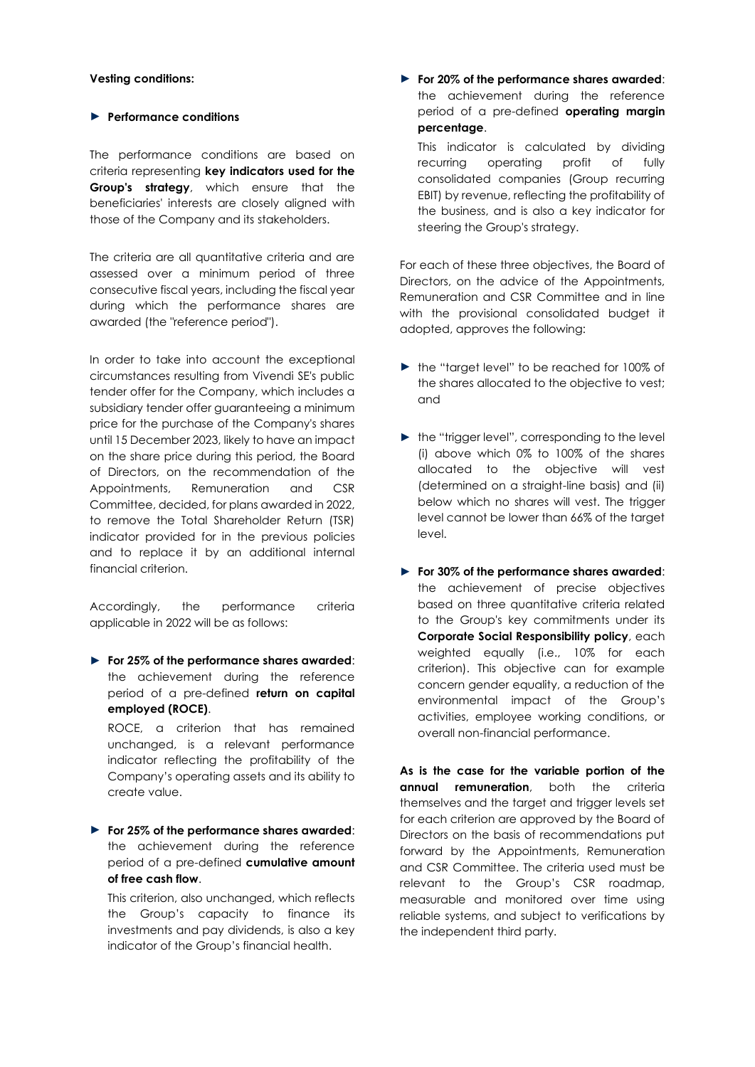**Vesting conditions:**

► **Performance conditions**

The performance conditions are based on criteria representing **key indicators used for the Group's strategy**, which ensure that the beneficiaries' interests are closely aligned with those of the Company and its stakeholders.

The criteria are all quantitative criteria and are assessed over a minimum period of three consecutive fiscal years, including the fiscal year during which the performance shares are awarded (the "reference period").

In order to take into account the exceptional circumstances resulting from Vivendi SE's public tender offer for the Company, which includes a subsidiary tender offer guaranteeing a minimum price for the purchase of the Company's shares until 15 December 2023, likely to have an impact on the share price during this period, the Board of Directors, on the recommendation of the Appointments, Remuneration and CSR Committee, decided, for plans awarded in 2022, to remove the Total Shareholder Return (TSR) indicator provided for in the previous policies and to replace it by an additional internal financial criterion.

Accordingly, the performance criteria applicable in 2022 will be as follows:

► **For 25% of the performance shares awarded**: the achievement during the reference period of a pre-defined **return on capital employed (ROCE)**.

  ROCE, a criterion that has remained unchanged, is a relevant performance indicator reflecting the profitability of the Company's operating assets and its ability to create value.

► **For 25% of the performance shares awarded**: the achievement during the reference period of a pre-defined **cumulative amount of free cash flow**.

  This criterion, also unchanged, which reflects the Group's capacity to finance its investments and pay dividends, is also a key indicator of the Group's financial health.

► **For 20% of the performance shares awarded**: the achievement during the reference period of a pre-defined **operating margin percentage**.

  This indicator is calculated by dividing recurring operating profit of fully consolidated companies (Group recurring EBIT) by revenue, reflecting the profitability of the business, and is also a key indicator for steering the Group's strategy.

For each of these three objectives, the Board of Directors, on the advice of the Appointments, Remuneration and CSR Committee and in line with the provisional consolidated budget it adopted, approves the following:

► the "target level" to be reached for 100% of the shares allocated to the objective to vest; and

► the "trigger level", corresponding to the level (i) above which 0% to 100% of the shares allocated to the objective will vest (determined on a straight-line basis) and (ii) below which no shares will vest. The trigger level cannot be lower than 66% of the target level.

► **For 30% of the performance shares awarded**: the achievement of precise objectives based on three quantitative criteria related to the Group's key commitments under its **Corporate Social Responsibility policy**, each weighted equally (i.e., 10% for each criterion). This objective can for example concern gender equality, a reduction of the environmental impact of the Group's activities, employee working conditions, or overall non-financial performance.

**As is the case for the variable portion of the annual remuneration**, both the criteria themselves and the target and trigger levels set for each criterion are approved by the Board of Directors on the basis of recommendations put forward by the Appointments, Remuneration and CSR Committee. The criteria used must be relevant to the Group's CSR roadmap, measurable and monitored over time using reliable systems, and subject to verifications by the independent third party.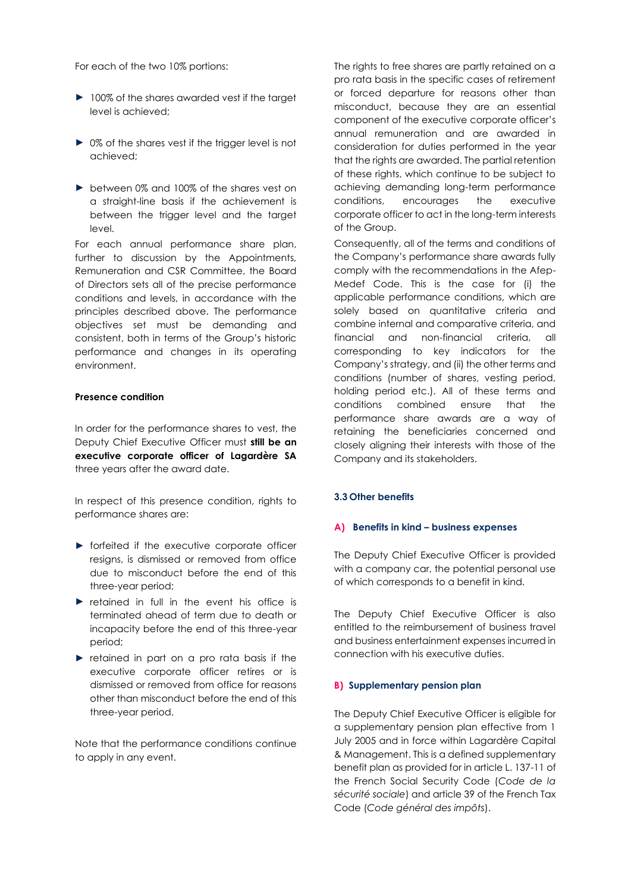For each of the two 10% portions:

- 100% of the shares awarded vest if the target level is achieved;
- 0% of the shares vest if the trigger level is not achieved;
- between 0% and 100% of the shares vest on a straight-line basis if the achievement is between the trigger level and the target level.

For each annual performance share plan, further to discussion by the Appointments, Remuneration and CSR Committee, the Board of Directors sets all of the precise performance conditions and levels, in accordance with the principles described above. The performance objectives set must be demanding and consistent, both in terms of the Group's historic performance and changes in its operating environment.

**Presence condition**

In order for the performance shares to vest, the Deputy Chief Executive Officer must **still be an executive corporate officer of Lagardère SA** three years after the award date.

In respect of this presence condition, rights to performance shares are:

- forfeited if the executive corporate officer resigns, is dismissed or removed from office due to misconduct before the end of this three-year period;
- retained in full in the event his office is terminated ahead of term due to death or incapacity before the end of this three-year period;
- retained in part on a pro rata basis if the executive corporate officer retires or is dismissed or removed from office for reasons other than misconduct before the end of this three-year period.

Note that the performance conditions continue to apply in any event.

The rights to free shares are partly retained on a pro rata basis in the specific cases of retirement or forced departure for reasons other than misconduct, because they are an essential component of the executive corporate officer's annual remuneration and are awarded in consideration for duties performed in the year that the rights are awarded. The partial retention of these rights, which continue to be subject to achieving demanding long-term performance conditions, encourages the executive corporate officer to act in the long-term interests of the Group.

Consequently, all of the terms and conditions of the Company's performance share awards fully comply with the recommendations in the Afep-Medef Code. This is the case for (i) the applicable performance conditions, which are solely based on quantitative criteria and combine internal and comparative criteria, and financial and non-financial criteria, all corresponding to key indicators for the Company's strategy, and (ii) the other terms and conditions (number of shares, vesting period, holding period etc.). All of these terms and conditions combined ensure that the performance share awards are a way of retaining the beneficiaries concerned and closely aligning their interests with those of the Company and its stakeholders.

### 3.3 Other benefits

#### A) Benefits in kind – business expenses

The Deputy Chief Executive Officer is provided with a company car, the potential personal use of which corresponds to a benefit in kind.

The Deputy Chief Executive Officer is also entitled to the reimbursement of business travel and business entertainment expenses incurred in connection with his executive duties.

#### B) Supplementary pension plan

The Deputy Chief Executive Officer is eligible for a supplementary pension plan effective from 1 July 2005 and in force within Lagardère Capital & Management. This is a defined supplementary benefit plan as provided for in article L. 137-11 of the French Social Security Code (*Code de la sécurité sociale*) and article 39 of the French Tax Code (*Code général des impôts*).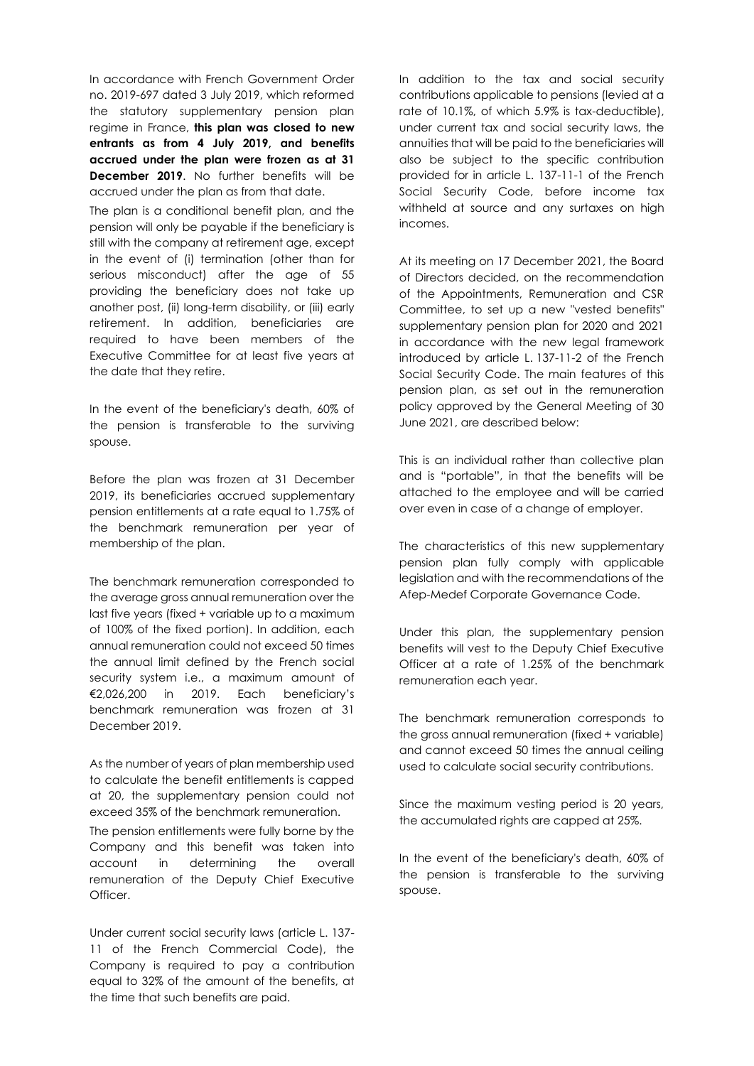In accordance with French Government Order no. 2019-697 dated 3 July 2019, which reformed the statutory supplementary pension plan regime in France, **this plan was closed to new entrants as from 4 July 2019, and benefits accrued under the plan were frozen as at 31 December 2019**. No further benefits will be accrued under the plan as from that date.

The plan is a conditional benefit plan, and the pension will only be payable if the beneficiary is still with the company at retirement age, except in the event of (i) termination (other than for serious misconduct) after the age of 55 providing the beneficiary does not take up another post, (ii) long-term disability, or (iii) early retirement. In addition, beneficiaries are required to have been members of the Executive Committee for at least five years at the date that they retire.

In the event of the beneficiary's death, 60% of the pension is transferable to the surviving spouse.

Before the plan was frozen at 31 December 2019, its beneficiaries accrued supplementary pension entitlements at a rate equal to 1.75% of the benchmark remuneration per year of membership of the plan.

The benchmark remuneration corresponded to the average gross annual remuneration over the last five years (fixed + variable up to a maximum of 100% of the fixed portion). In addition, each annual remuneration could not exceed 50 times the annual limit defined by the French social security system i.e., a maximum amount of €2,026,200 in 2019. Each beneficiary's benchmark remuneration was frozen at 31 December 2019.

As the number of years of plan membership used to calculate the benefit entitlements is capped at 20, the supplementary pension could not exceed 35% of the benchmark remuneration.

The pension entitlements were fully borne by the Company and this benefit was taken into account in determining the overall remuneration of the Deputy Chief Executive Officer.

Under current social security laws (article L. 137-11 of the French Commercial Code), the Company is required to pay a contribution equal to 32% of the amount of the benefits, at the time that such benefits are paid.

In addition to the tax and social security contributions applicable to pensions (levied at a rate of 10.1%, of which 5.9% is tax-deductible), under current tax and social security laws, the annuities that will be paid to the beneficiaries will also be subject to the specific contribution provided for in article L. 137-11-1 of the French Social Security Code, before income tax withheld at source and any surtaxes on high incomes.

At its meeting on 17 December 2021, the Board of Directors decided, on the recommendation of the Appointments, Remuneration and CSR Committee, to set up a new "vested benefits" supplementary pension plan for 2020 and 2021 in accordance with the new legal framework introduced by article L. 137-11-2 of the French Social Security Code. The main features of this pension plan, as set out in the remuneration policy approved by the General Meeting of 30 June 2021, are described below:

This is an individual rather than collective plan and is "portable", in that the benefits will be attached to the employee and will be carried over even in case of a change of employer.

The characteristics of this new supplementary pension plan fully comply with applicable legislation and with the recommendations of the Afep-Medef Corporate Governance Code.

Under this plan, the supplementary pension benefits will vest to the Deputy Chief Executive Officer at a rate of 1.25% of the benchmark remuneration each year.

The benchmark remuneration corresponds to the gross annual remuneration (fixed + variable) and cannot exceed 50 times the annual ceiling used to calculate social security contributions.

Since the maximum vesting period is 20 years, the accumulated rights are capped at 25%.

In the event of the beneficiary's death, 60% of the pension is transferable to the surviving spouse.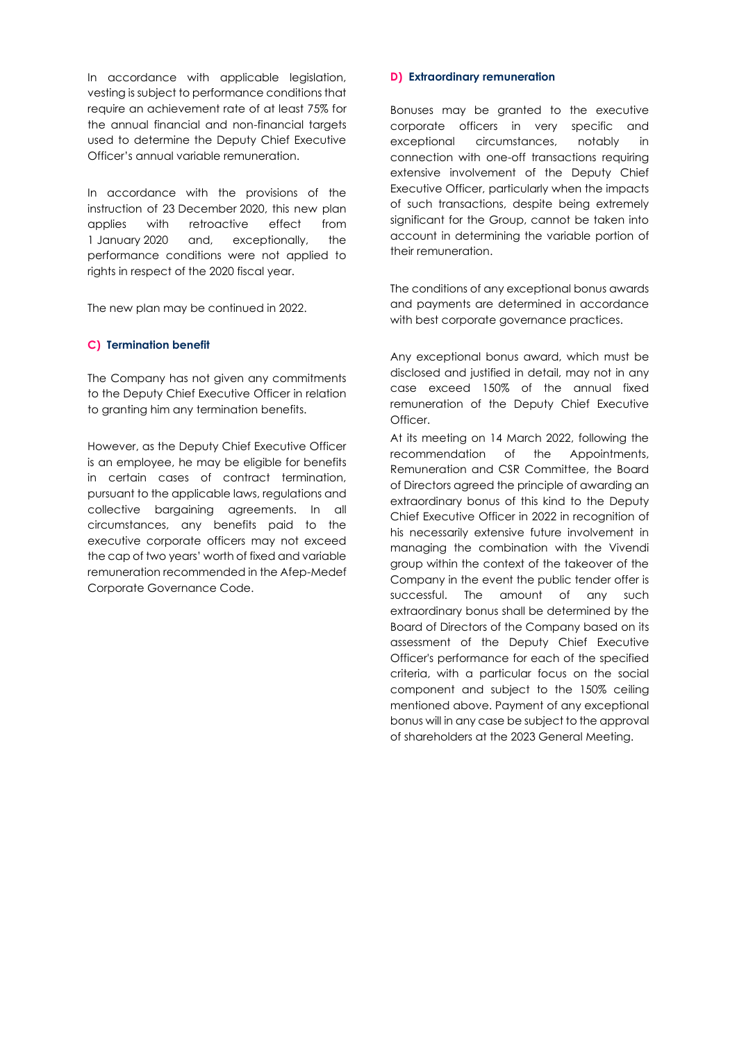In accordance with applicable legislation, vesting is subject to performance conditions that require an achievement rate of at least 75% for the annual financial and non-financial targets used to determine the Deputy Chief Executive Officer's annual variable remuneration.

In accordance with the provisions of the instruction of 23 December 2020, this new plan applies with retroactive effect from 1 January 2020 and, exceptionally, the performance conditions were not applied to rights in respect of the 2020 fiscal year.

The new plan may be continued in 2022.

### C) Termination benefit

The Company has not given any commitments to the Deputy Chief Executive Officer in relation to granting him any termination benefits.

However, as the Deputy Chief Executive Officer is an employee, he may be eligible for benefits in certain cases of contract termination, pursuant to the applicable laws, regulations and collective bargaining agreements. In all circumstances, any benefits paid to the executive corporate officers may not exceed the cap of two years' worth of fixed and variable remuneration recommended in the Afep-Medef Corporate Governance Code.

### D) Extraordinary remuneration

Bonuses may be granted to the executive corporate officers in very specific and exceptional circumstances, notably in connection with one-off transactions requiring extensive involvement of the Deputy Chief Executive Officer, particularly when the impacts of such transactions, despite being extremely significant for the Group, cannot be taken into account in determining the variable portion of their remuneration.

The conditions of any exceptional bonus awards and payments are determined in accordance with best corporate governance practices.

Any exceptional bonus award, which must be disclosed and justified in detail, may not in any case exceed 150% of the annual fixed remuneration of the Deputy Chief Executive Officer.

At its meeting on 14 March 2022, following the recommendation of the Appointments, Remuneration and CSR Committee, the Board of Directors agreed the principle of awarding an extraordinary bonus of this kind to the Deputy Chief Executive Officer in 2022 in recognition of his necessarily extensive future involvement in managing the combination with the Vivendi group within the context of the takeover of the Company in the event the public tender offer is successful. The amount of any such extraordinary bonus shall be determined by the Board of Directors of the Company based on its assessment of the Deputy Chief Executive Officer's performance for each of the specified criteria, with a particular focus on the social component and subject to the 150% ceiling mentioned above. Payment of any exceptional bonus will in any case be subject to the approval of shareholders at the 2023 General Meeting.